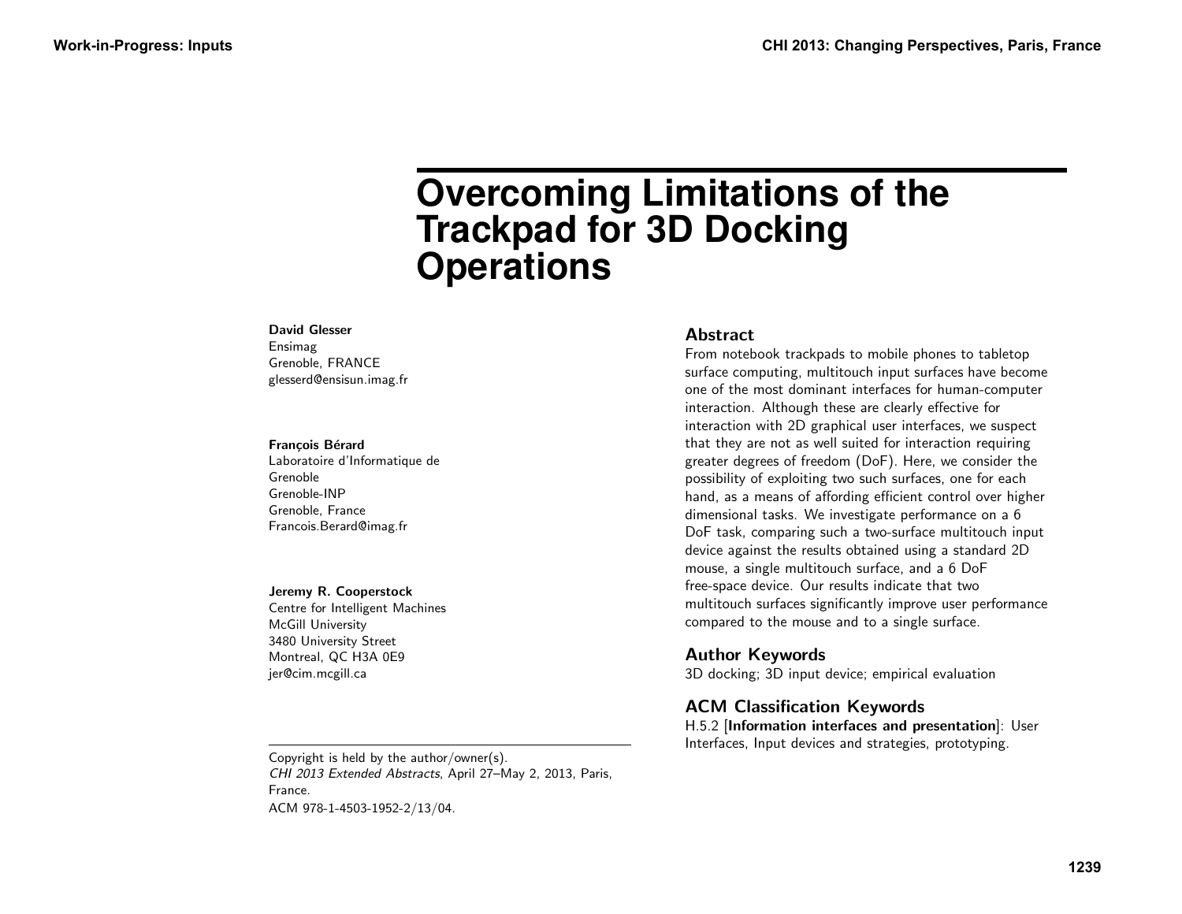# Overcoming Limitations of the Trackpad for 3D Docking Operations

**David Glesser**
Ensimag
Grenoble, FRANCE
glesserd@ensisun.imag.fr

**François Bérard**
Laboratoire d'Informatique de Grenoble
Grenoble-INP
Grenoble, France
Francois.Berard@imag.fr

**Jeremy R. Cooperstock**
Centre for Intelligent Machines
McGill University
3480 University Street
Montreal, QC H3A 0E9
jer@cim.mcgill.ca

Copyright is held by the author/owner(s).
*CHI 2013 Extended Abstracts*, April 27–May 2, 2013, Paris, France.
ACM 978-1-4503-1952-2/13/04.

## Abstract

From notebook trackpads to mobile phones to tabletop surface computing, multitouch input surfaces have become one of the most dominant interfaces for human-computer interaction. Although these are clearly effective for interaction with 2D graphical user interfaces, we suspect that they are not as well suited for interaction requiring greater degrees of freedom (DoF). Here, we consider the possibility of exploiting two such surfaces, one for each hand, as a means of affording efficient control over higher dimensional tasks. We investigate performance on a 6 DoF task, comparing such a two-surface multitouch input device against the results obtained using a standard 2D mouse, a single multitouch surface, and a 6 DoF free-space device. Our results indicate that two multitouch surfaces significantly improve user performance compared to the mouse and to a single surface.

## Author Keywords

3D docking; 3D input device; empirical evaluation

## ACM Classification Keywords

H.5.2 [**Information interfaces and presentation**]: User Interfaces, Input devices and strategies, prototyping.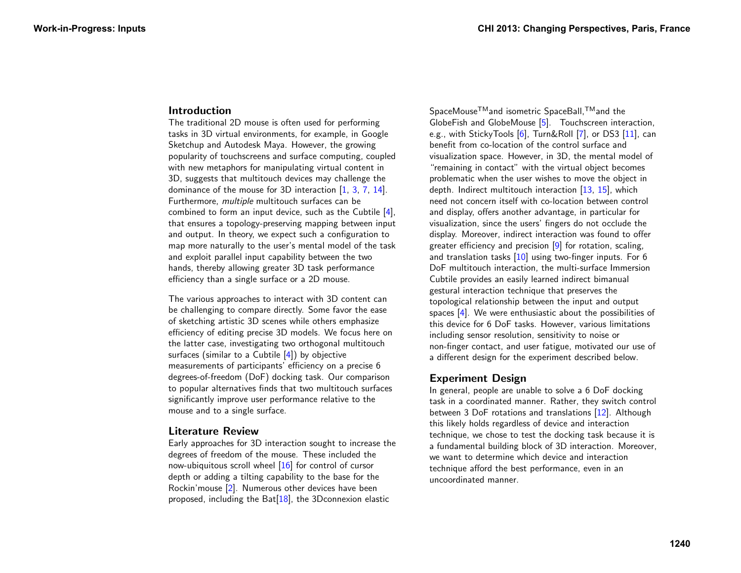## Introduction

The traditional 2D mouse is often used for performing tasks in 3D virtual environments, for example, in Google Sketchup and Autodesk Maya. However, the growing popularity of touchscreens and surface computing, coupled with new metaphors for manipulating virtual content in 3D, suggests that multitouch devices may challenge the dominance of the mouse for 3D interaction [1, 3, 7, 14]. Furthermore, *multiple* multitouch surfaces can be combined to form an input device, such as the Cubtile [4], that ensures a topology-preserving mapping between input and output. In theory, we expect such a configuration to map more naturally to the user's mental model of the task and exploit parallel input capability between the two hands, thereby allowing greater 3D task performance efficiency than a single surface or a 2D mouse.

The various approaches to interact with 3D content can be challenging to compare directly. Some favor the ease of sketching artistic 3D scenes while others emphasize efficiency of editing precise 3D models. We focus here on the latter case, investigating two orthogonal multitouch surfaces (similar to a Cubtile [4]) by objective measurements of participants' efficiency on a precise 6 degrees-of-freedom (DoF) docking task. Our comparison to popular alternatives finds that two multitouch surfaces significantly improve user performance relative to the mouse and to a single surface.

## Literature Review

Early approaches for 3D interaction sought to increase the degrees of freedom of the mouse. These included the now-ubiquitous scroll wheel [16] for control of cursor depth or adding a tilting capability to the base for the Rockin'mouse [2]. Numerous other devices have been proposed, including the Bat[18], the 3Dconnexion elastic SpaceMouse™and isometric SpaceBall,™and the GlobeFish and GlobeMouse [5]. Touchscreen interaction, e.g., with StickyTools [6], Turn&Roll [7], or DS3 [11], can benefit from co-location of the control surface and visualization space. However, in 3D, the mental model of "remaining in contact" with the virtual object becomes problematic when the user wishes to move the object in depth. Indirect multitouch interaction [13, 15], which need not concern itself with co-location between control and display, offers another advantage, in particular for visualization, since the users' fingers do not occlude the display. Moreover, indirect interaction was found to offer greater efficiency and precision [9] for rotation, scaling, and translation tasks [10] using two-finger inputs. For 6 DoF multitouch interaction, the multi-surface Immersion Cubtile provides an easily learned indirect bimanual gestural interaction technique that preserves the topological relationship between the input and output spaces [4]. We were enthusiastic about the possibilities of this device for 6 DoF tasks. However, various limitations including sensor resolution, sensitivity to noise or non-finger contact, and user fatigue, motivated our use of a different design for the experiment described below.

## Experiment Design

In general, people are unable to solve a 6 DoF docking task in a coordinated manner. Rather, they switch control between 3 DoF rotations and translations [12]. Although this likely holds regardless of device and interaction technique, we chose to test the docking task because it is a fundamental building block of 3D interaction. Moreover, we want to determine which device and interaction technique afford the best performance, even in an uncoordinated manner.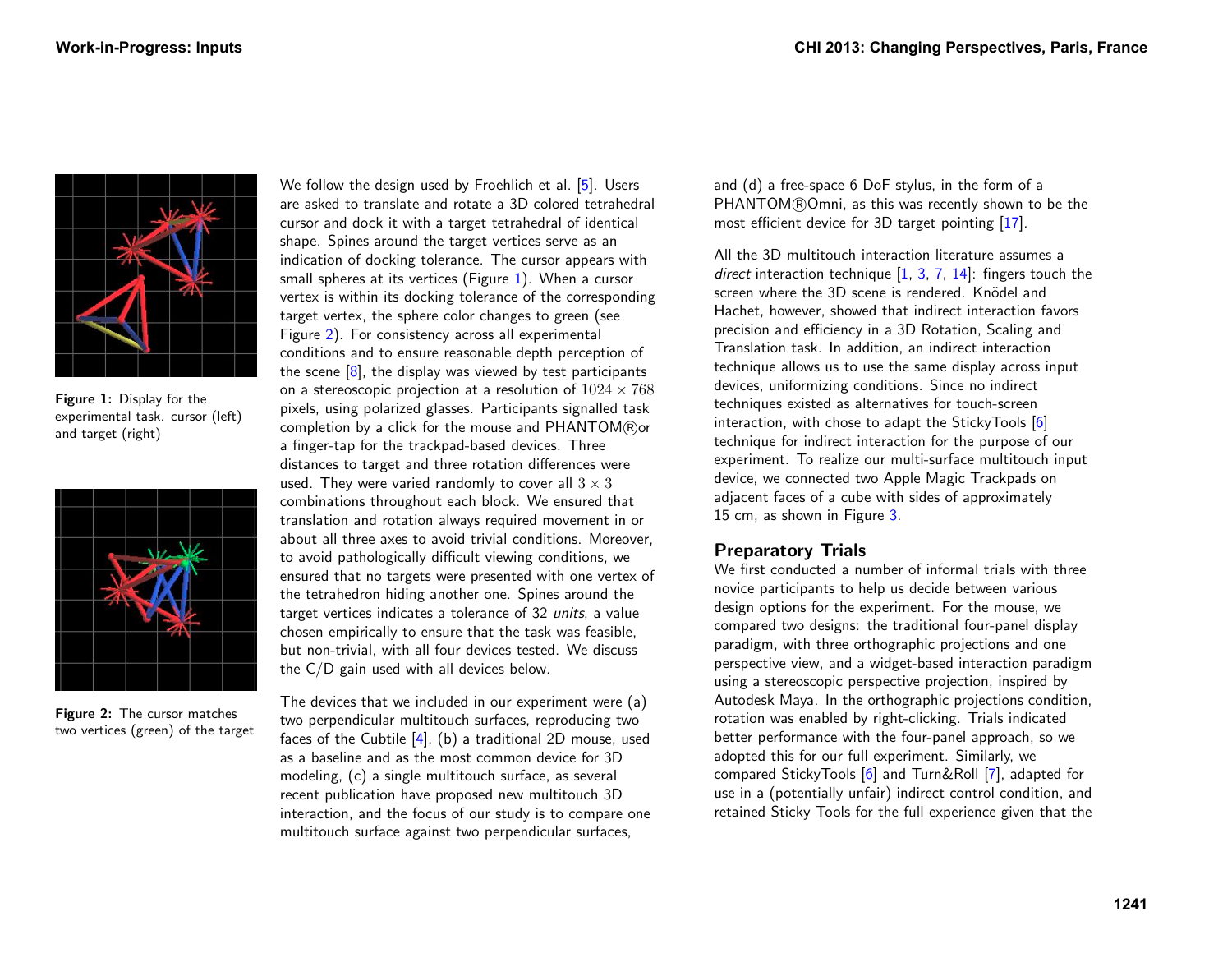Figure 1: Display for the experimental task. cursor (left) and target (right)

Figure 2: The cursor matches two vertices (green) of the target

We follow the design used by Froehlich et al. [5]. Users are asked to translate and rotate a 3D colored tetrahedral cursor and dock it with a target tetrahedral of identical shape. Spines around the target vertices serve as an indication of docking tolerance. The cursor appears with small spheres at its vertices (Figure 1). When a cursor vertex is within its docking tolerance of the corresponding target vertex, the sphere color changes to green (see Figure 2). For consistency across all experimental conditions and to ensure reasonable depth perception of the scene [8], the display was viewed by test participants on a stereoscopic projection at a resolution of $1024 \times 768$ pixels, using polarized glasses. Participants signalled task completion by a click for the mouse and PHANTOM®or a finger-tap for the trackpad-based devices. Three distances to target and three rotation differences were used. They were varied randomly to cover all $3 \times 3$ combinations throughout each block. We ensured that translation and rotation always required movement in or about all three axes to avoid trivial conditions. Moreover, to avoid pathologically difficult viewing conditions, we ensured that no targets were presented with one vertex of the tetrahedron hiding another one. Spines around the target vertices indicates a tolerance of 32 *units*, a value chosen empirically to ensure that the task was feasible, but non-trivial, with all four devices tested. We discuss the C/D gain used with all devices below.

The devices that we included in our experiment were (a) two perpendicular multitouch surfaces, reproducing two faces of the Cubtile [4], (b) a traditional 2D mouse, used as a baseline and as the most common device for 3D modeling, (c) a single multitouch surface, as several recent publication have proposed new multitouch 3D interaction, and the focus of our study is to compare one multitouch surface against two perpendicular surfaces, and (d) a free-space 6 DoF stylus, in the form of a PHANTOM®Omni, as this was recently shown to be the most efficient device for 3D target pointing [17].

All the 3D multitouch interaction literature assumes a *direct* interaction technique [1, 3, 7, 14]: fingers touch the screen where the 3D scene is rendered. Knödel and Hachet, however, showed that indirect interaction favors precision and efficiency in a 3D Rotation, Scaling and Translation task. In addition, an indirect interaction technique allows us to use the same display across input devices, uniformizing conditions. Since no indirect techniques existed as alternatives for touch-screen interaction, with chose to adapt the StickyTools [6] technique for indirect interaction for the purpose of our experiment. To realize our multi-surface multitouch input device, we connected two Apple Magic Trackpads on adjacent faces of a cube with sides of approximately 15 cm, as shown in Figure 3.

## Preparatory Trials

We first conducted a number of informal trials with three novice participants to help us decide between various design options for the experiment. For the mouse, we compared two designs: the traditional four-panel display paradigm, with three orthographic projections and one perspective view, and a widget-based interaction paradigm using a stereoscopic perspective projection, inspired by Autodesk Maya. In the orthographic projections condition, rotation was enabled by right-clicking. Trials indicated better performance with the four-panel approach, so we adopted this for our full experiment. Similarly, we compared StickyTools [6] and Turn&Roll [7], adapted for use in a (potentially unfair) indirect control condition, and retained Sticky Tools for the full experience given that the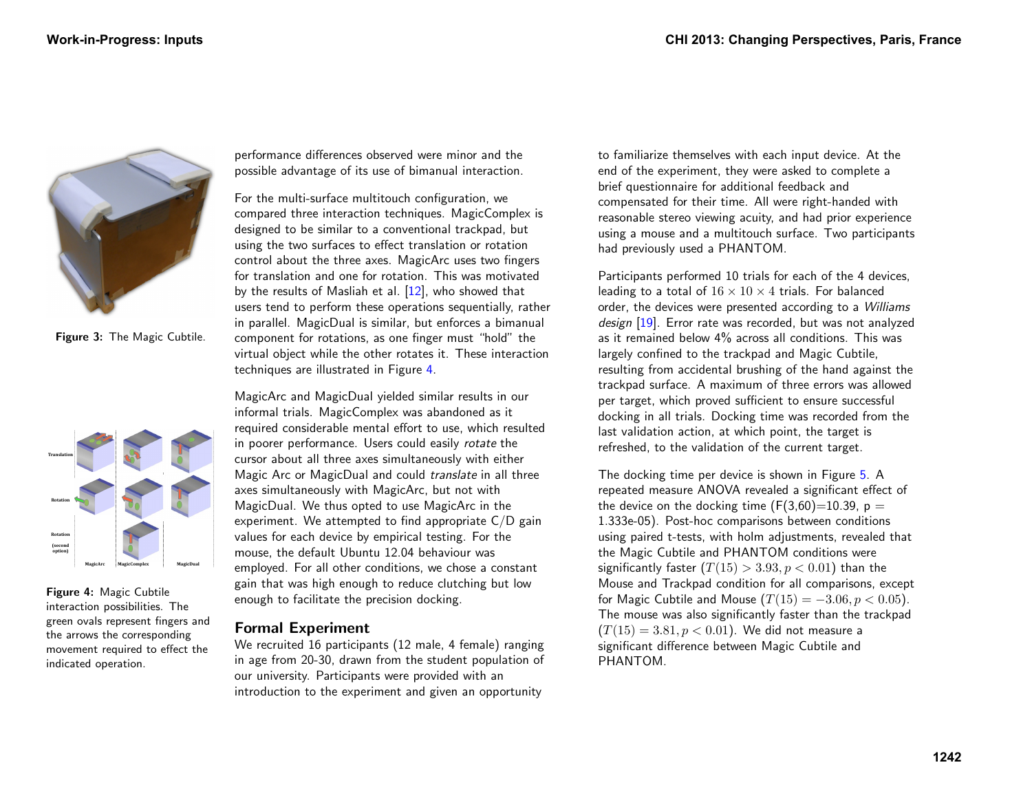Figure 3: The Magic Cubtile.

Figure 4: Magic Cubtile interaction possibilities. The green ovals represent fingers and the arrows the corresponding movement required to effect the indicated operation.

performance differences observed were minor and the possible advantage of its use of bimanual interaction.

For the multi-surface multitouch configuration, we compared three interaction techniques. MagicComplex is designed to be similar to a conventional trackpad, but using the two surfaces to effect translation or rotation control about the three axes. MagicArc uses two fingers for translation and one for rotation. This was motivated by the results of Masliah et al. [12], who showed that users tend to perform these operations sequentially, rather in parallel. MagicDual is similar, but enforces a bimanual component for rotations, as one finger must "hold" the virtual object while the other rotates it. These interaction techniques are illustrated in Figure 4.

MagicArc and MagicDual yielded similar results in our informal trials. MagicComplex was abandoned as it required considerable mental effort to use, which resulted in poorer performance. Users could easily *rotate* the cursor about all three axes simultaneously with either Magic Arc or MagicDual and could *translate* in all three axes simultaneously with MagicArc, but not with MagicDual. We thus opted to use MagicArc in the experiment. We attempted to find appropriate C/D gain values for each device by empirical testing. For the mouse, the default Ubuntu 12.04 behaviour was employed. For all other conditions, we chose a constant gain that was high enough to reduce clutching but low enough to facilitate the precision docking.

## Formal Experiment

We recruited 16 participants (12 male, 4 female) ranging in age from 20-30, drawn from the student population of our university. Participants were provided with an introduction to the experiment and given an opportunity to familiarize themselves with each input device. At the end of the experiment, they were asked to complete a brief questionnaire for additional feedback and compensated for their time. All were right-handed with reasonable stereo viewing acuity, and had prior experience using a mouse and a multitouch surface. Two participants had previously used a PHANTOM.

Participants performed 10 trials for each of the 4 devices, leading to a total of $16 \times 10 \times 4$ trials. For balanced order, the devices were presented according to a *Williams design* [19]. Error rate was recorded, but was not analyzed as it remained below 4% across all conditions. This was largely confined to the trackpad and Magic Cubtile, resulting from accidental brushing of the hand against the trackpad surface. A maximum of three errors was allowed per target, which proved sufficient to ensure successful docking in all trials. Docking time was recorded from the last validation action, at which point, the target is refreshed, to the validation of the current target.

The docking time per device is shown in Figure 5. A repeated measure ANOVA revealed a significant effect of the device on the docking time ($F(3,60)=10.39$, $p = 1.333e{-}05$). Post-hoc comparisons between conditions using paired t-tests, with holm adjustments, revealed that the Magic Cubtile and PHANTOM conditions were significantly faster ($T(15) > 3.93, p < 0.01$) than the Mouse and Trackpad condition for all comparisons, except for Magic Cubtile and Mouse ($T(15) = -3.06, p < 0.05$). The mouse was also significantly faster than the trackpad ($T(15) = 3.81, p < 0.01$). We did not measure a significant difference between Magic Cubtile and PHANTOM.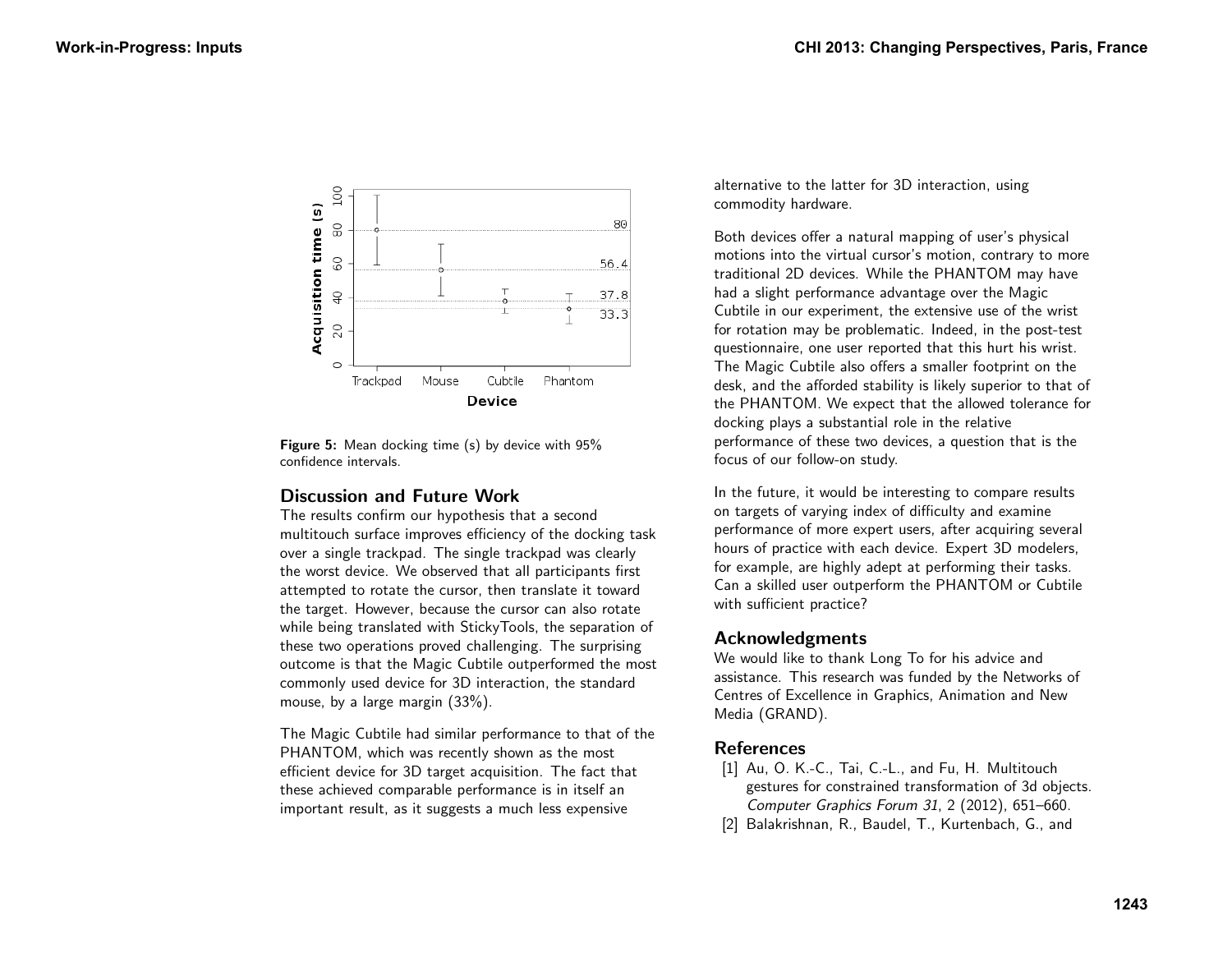Figure 5: Mean docking time (s) by device with 95% confidence intervals.

## Discussion and Future Work

The results confirm our hypothesis that a second multitouch surface improves efficiency of the docking task over a single trackpad. The single trackpad was clearly the worst device. We observed that all participants first attempted to rotate the cursor, then translate it toward the target. However, because the cursor can also rotate while being translated with StickyTools, the separation of these two operations proved challenging. The surprising outcome is that the Magic Cubtile outperformed the most commonly used device for 3D interaction, the standard mouse, by a large margin (33%).

The Magic Cubtile had similar performance to that of the PHANTOM, which was recently shown as the most efficient device for 3D target acquisition. The fact that these achieved comparable performance is in itself an important result, as it suggests a much less expensive alternative to the latter for 3D interaction, using commodity hardware.

Both devices offer a natural mapping of user's physical motions into the virtual cursor's motion, contrary to more traditional 2D devices. While the PHANTOM may have had a slight performance advantage over the Magic Cubtile in our experiment, the extensive use of the wrist for rotation may be problematic. Indeed, in the post-test questionnaire, one user reported that this hurt his wrist. The Magic Cubtile also offers a smaller footprint on the desk, and the afforded stability is likely superior to that of the PHANTOM. We expect that the allowed tolerance for docking plays a substantial role in the relative performance of these two devices, a question that is the focus of our follow-on study.

In the future, it would be interesting to compare results on targets of varying index of difficulty and examine performance of more expert users, after acquiring several hours of practice with each device. Expert 3D modelers, for example, are highly adept at performing their tasks. Can a skilled user outperform the PHANTOM or Cubtile with sufficient practice?

## Acknowledgments

We would like to thank Long To for his advice and assistance. This research was funded by the Networks of Centres of Excellence in Graphics, Animation and New Media (GRAND).

## References

[1] Au, O. K.-C., Tai, C.-L., and Fu, H. Multitouch gestures for constrained transformation of 3d objects. *Computer Graphics Forum 31*, 2 (2012), 651–660.

[2] Balakrishnan, R., Baudel, T., Kurtenbach, G., and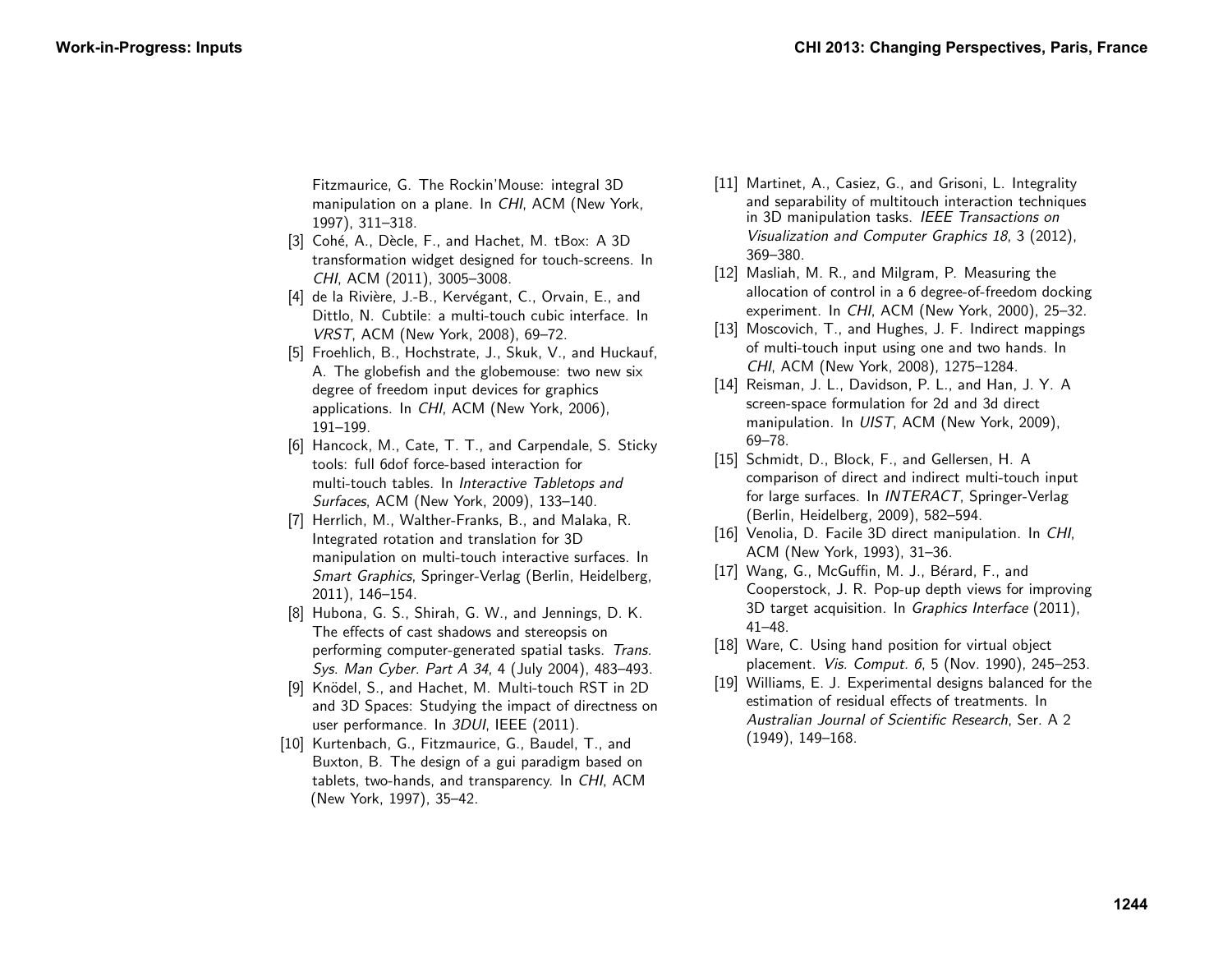Fitzmaurice, G. The Rockin'Mouse: integral 3D manipulation on a plane. In *CHI*, ACM (New York, 1997), 311–318.

[3] Cohé, A., Dècle, F., and Hachet, M. tBox: A 3D transformation widget designed for touch-screens. In *CHI*, ACM (2011), 3005–3008.

[4] de la Rivière, J.-B., Kervégant, C., Orvain, E., and Dittlo, N. Cubtile: a multi-touch cubic interface. In *VRST*, ACM (New York, 2008), 69–72.

[5] Froehlich, B., Hochstrate, J., Skuk, V., and Huckauf, A. The globefish and the globemouse: two new six degree of freedom input devices for graphics applications. In *CHI*, ACM (New York, 2006), 191–199.

[6] Hancock, M., Cate, T. T., and Carpendale, S. Sticky tools: full 6dof force-based interaction for multi-touch tables. In *Interactive Tabletops and Surfaces*, ACM (New York, 2009), 133–140.

[7] Herrlich, M., Walther-Franks, B., and Malaka, R. Integrated rotation and translation for 3D manipulation on multi-touch interactive surfaces. In *Smart Graphics*, Springer-Verlag (Berlin, Heidelberg, 2011), 146–154.

[8] Hubona, G. S., Shirah, G. W., and Jennings, D. K. The effects of cast shadows and stereopsis on performing computer-generated spatial tasks. *Trans. Sys. Man Cyber. Part A 34*, 4 (July 2004), 483–493.

[9] Knödel, S., and Hachet, M. Multi-touch RST in 2D and 3D Spaces: Studying the impact of directness on user performance. In *3DUI*, IEEE (2011).

[10] Kurtenbach, G., Fitzmaurice, G., Baudel, T., and Buxton, B. The design of a gui paradigm based on tablets, two-hands, and transparency. In *CHI*, ACM (New York, 1997), 35–42.

[11] Martinet, A., Casiez, G., and Grisoni, L. Integrality and separability of multitouch interaction techniques in 3D manipulation tasks. *IEEE Transactions on Visualization and Computer Graphics 18*, 3 (2012), 369–380.

[12] Masliah, M. R., and Milgram, P. Measuring the allocation of control in a 6 degree-of-freedom docking experiment. In *CHI*, ACM (New York, 2000), 25–32.

[13] Moscovich, T., and Hughes, J. F. Indirect mappings of multi-touch input using one and two hands. In *CHI*, ACM (New York, 2008), 1275–1284.

[14] Reisman, J. L., Davidson, P. L., and Han, J. Y. A screen-space formulation for 2d and 3d direct manipulation. In *UIST*, ACM (New York, 2009), 69–78.

[15] Schmidt, D., Block, F., and Gellersen, H. A comparison of direct and indirect multi-touch input for large surfaces. In *INTERACT*, Springer-Verlag (Berlin, Heidelberg, 2009), 582–594.

[16] Venolia, D. Facile 3D direct manipulation. In *CHI*, ACM (New York, 1993), 31–36.

[17] Wang, G., McGuffin, M. J., Bérard, F., and Cooperstock, J. R. Pop-up depth views for improving 3D target acquisition. In *Graphics Interface* (2011), 41–48.

[18] Ware, C. Using hand position for virtual object placement. *Vis. Comput. 6*, 5 (Nov. 1990), 245–253.

[19] Williams, E. J. Experimental designs balanced for the estimation of residual effects of treatments. In *Australian Journal of Scientific Research*, Ser. A 2 (1949), 149–168.